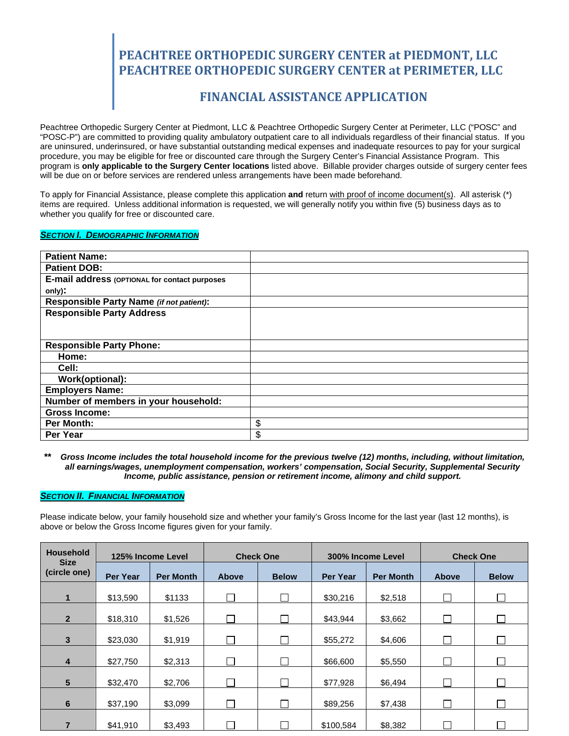# PEACHTREE ORTHOPEDIC SURGERY CENTER at PIEDMONT, LLC
# PEACHTREE ORTHOPEDIC SURGERY CENTER at PERIMETER, LLC

## FINANCIAL ASSISTANCE APPLICATION

Peachtree Orthopedic Surgery Center at Piedmont, LLC & Peachtree Orthopedic Surgery Center at Perimeter, LLC ("POSC" and "POSC-P") are committed to providing quality ambulatory outpatient care to all individuals regardless of their financial status. If you are uninsured, underinsured, or have substantial outstanding medical expenses and inadequate resources to pay for your surgical procedure, you may be eligible for free or discounted care through the Surgery Center's Financial Assistance Program. This program is **only applicable to the Surgery Center locations** listed above. Billable provider charges outside of surgery center fees will be due on or before services are rendered unless arrangements have been made beforehand.

To apply for Financial Assistance, please complete this application **and** return with proof of income document(s). All asterisk (*) items are required. Unless additional information is requested, we will generally notify you within five (5) business days as to whether you qualify for free or discounted care.

### *SECTION I. DEMOGRAPHIC INFORMATION*

| | |
|---|---|
| **Patient Name:** | |
| **Patient DOB:** | |
| **E-mail address** (OPTIONAL for contact purposes only)**:** | |
| **Responsible Party Name** *(if not patient)*: | |
| **Responsible Party Address** | |
| **Responsible Party Phone:** | |
| **Home:** | |
| **Cell:** | |
| **Work(optional):** | |
| **Employers Name:** | |
| **Number of members in your household:** | |
| **Gross Income:** | |
| **Per Month:** | $ |
| **Per Year** | $ |

** ***Gross Income includes the total household income for the previous twelve (12) months, including, without limitation, all earnings/wages, unemployment compensation, workers' compensation, Social Security, Supplemental Security Income, public assistance, pension or retirement income, alimony and child support.***

### *SECTION II. FINANCIAL INFORMATION*

Please indicate below, your family household size and whether your family's Gross Income for the last year (last 12 months), is above or below the Gross Income figures given for your family.

| Household Size (circle one) | 125% Income Level | | Check One | | 300% Income Level | | Check One | |
|---|---|---|---|---|---|---|---|---|
| | Per Year | Per Month | Above | Below | Per Year | Per Month | Above | Below |
| 1 | $13,590 | $1133 | ☐ | ☐ | $30,216 | $2,518 | ☐ | ☐ |
| 2 | $18,310 | $1,526 | ☐ | ☐ | $43,944 | $3,662 | ☐ | ☐ |
| 3 | $23,030 | $1,919 | ☐ | ☐ | $55,272 | $4,606 | ☐ | ☐ |
| 4 | $27,750 | $2,313 | ☐ | ☐ | $66,600 | $5,550 | ☐ | ☐ |
| 5 | $32,470 | $2,706 | ☐ | ☐ | $77,928 | $6,494 | ☐ | ☐ |
| 6 | $37,190 | $3,099 | ☐ | ☐ | $89,256 | $7,438 | ☐ | ☐ |
| 7 | $41,910 | $3,493 | ☐ | ☐ | $100,584 | $8,382 | ☐ | ☐ |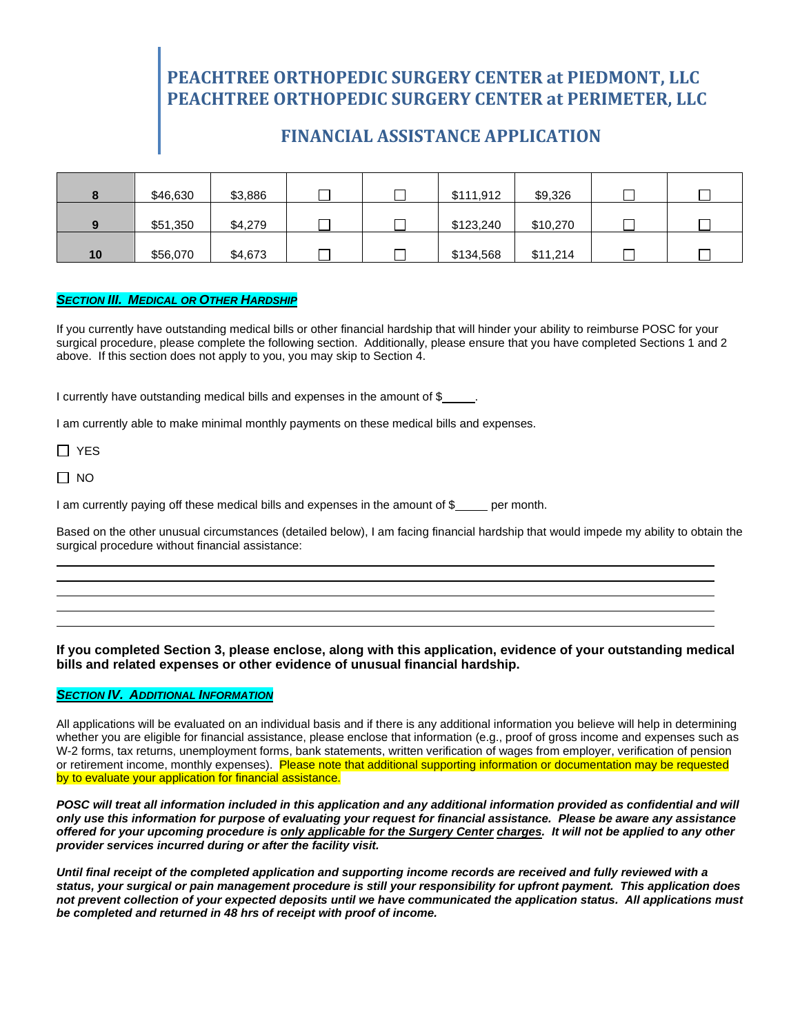# PEACHTREE ORTHOPEDIC SURGERY CENTER at PIEDMONT, LLC
# PEACHTREE ORTHOPEDIC SURGERY CENTER at PERIMETER, LLC

## FINANCIAL ASSISTANCE APPLICATION

| | | | | | | | | |
|---|---|---|---|---|---|---|---|---|
| **8** | $46,630 | $3,886 | ☐ | ☐ | $111,912 | $9,326 | ☐ | ☐ |
| **9** | $51,350 | $4,279 | ☐ | ☐ | $123,240 | $10,270 | ☐ | ☐ |
| **10** | $56,070 | $4,673 | ☐ | ☐ | $134,568 | $11,214 | ☐ | ☐ |

***SECTION III. MEDICAL OR OTHER HARDSHIP***

If you currently have outstanding medical bills or other financial hardship that will hinder your ability to reimburse POSC for your surgical procedure, please complete the following section. Additionally, please ensure that you have completed Sections 1 and 2 above. If this section does not apply to you, you may skip to Section 4.

I currently have outstanding medical bills and expenses in the amount of $_____.

I am currently able to make minimal monthly payments on these medical bills and expenses.

☐ YES

☐ NO

I am currently paying off these medical bills and expenses in the amount of $_____ per month.

Based on the other unusual circumstances (detailed below), I am facing financial hardship that would impede my ability to obtain the surgical procedure without financial assistance:

______________________________________________________________________________

______________________________________________________________________________

______________________________________________________________________________

______________________________________________________________________________

______________________________________________________________________________

**If you completed Section 3, please enclose, along with this application, evidence of your outstanding medical bills and related expenses or other evidence of unusual financial hardship.**

***SECTION IV. ADDITIONAL INFORMATION***

All applications will be evaluated on an individual basis and if there is any additional information you believe will help in determining whether you are eligible for financial assistance, please enclose that information (e.g., proof of gross income and expenses such as W-2 forms, tax returns, unemployment forms, bank statements, written verification of wages from employer, verification of pension or retirement income, monthly expenses). Please note that additional supporting information or documentation may be requested by to evaluate your application for financial assistance.

***POSC will treat all information included in this application and any additional information provided as confidential and will only use this information for purpose of evaluating your request for financial assistance. Please be aware any assistance offered for your upcoming procedure is only applicable for the Surgery Center charges. It will not be applied to any other provider services incurred during or after the facility visit.***

***Until final receipt of the completed application and supporting income records are received and fully reviewed with a status, your surgical or pain management procedure is still your responsibility for upfront payment. This application does not prevent collection of your expected deposits until we have communicated the application status. All applications must be completed and returned in 48 hrs of receipt with proof of income.***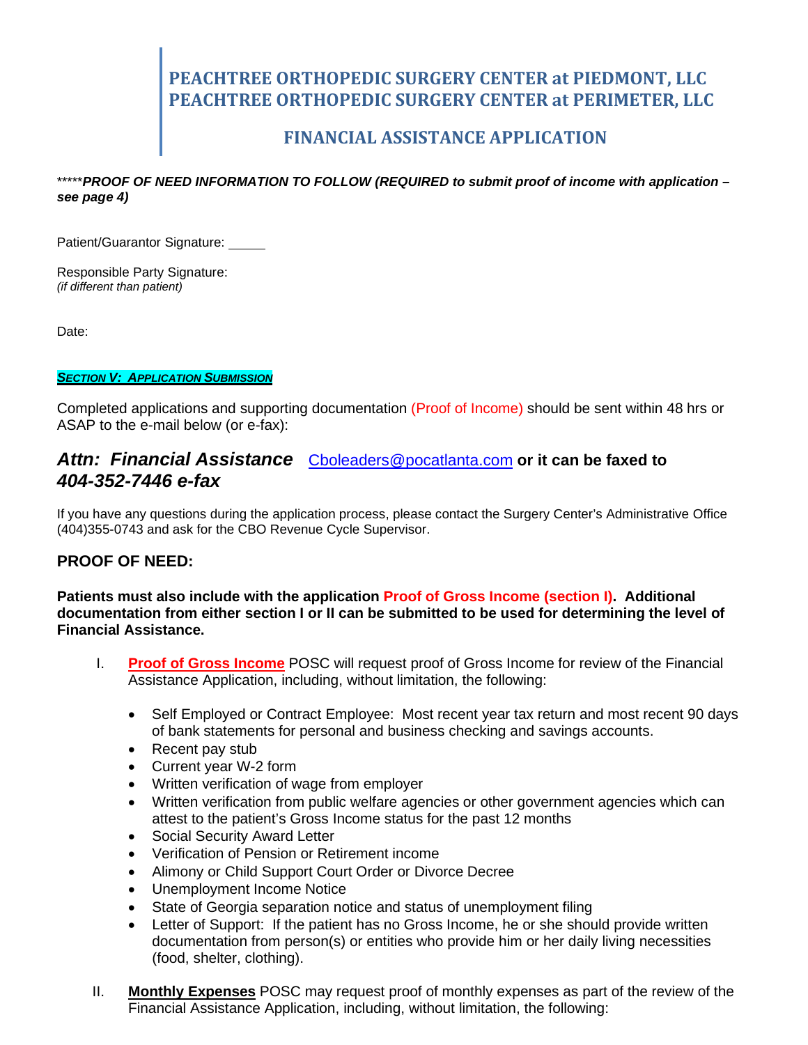# PEACHTREE ORTHOPEDIC SURGERY CENTER at PIEDMONT, LLC
# PEACHTREE ORTHOPEDIC SURGERY CENTER at PERIMETER, LLC

## FINANCIAL ASSISTANCE APPLICATION

*****PROOF OF NEED INFORMATION TO FOLLOW (REQUIRED to submit proof of income with application – see page 4)***

Patient/Guarantor Signature: _____

Responsible Party Signature:
*(if different than patient)*

Date:

***SECTION V: APPLICATION SUBMISSION***

Completed applications and supporting documentation (Proof of Income) should be sent within 48 hrs or ASAP to the e-mail below (or e-fax):

***Attn: Financial Assistance*** Cboleaders@pocatlanta.com **or it can be faxed to** ***404-352-7446 e-fax***

If you have any questions during the application process, please contact the Surgery Center's Administrative Office (404)355-0743 and ask for the CBO Revenue Cycle Supervisor.

## PROOF OF NEED:

**Patients must also include with the application Proof of Gross Income (section I). Additional documentation from either section I or II can be submitted to be used for determining the level of Financial Assistance.**

I. **Proof of Gross Income** POSC will request proof of Gross Income for review of the Financial Assistance Application, including, without limitation, the following:

- Self Employed or Contract Employee: Most recent year tax return and most recent 90 days of bank statements for personal and business checking and savings accounts.
- Recent pay stub
- Current year W-2 form
- Written verification of wage from employer
- Written verification from public welfare agencies or other government agencies which can attest to the patient's Gross Income status for the past 12 months
- Social Security Award Letter
- Verification of Pension or Retirement income
- Alimony or Child Support Court Order or Divorce Decree
- Unemployment Income Notice
- State of Georgia separation notice and status of unemployment filing
- Letter of Support: If the patient has no Gross Income, he or she should provide written documentation from person(s) or entities who provide him or her daily living necessities (food, shelter, clothing).

II. **Monthly Expenses** POSC may request proof of monthly expenses as part of the review of the Financial Assistance Application, including, without limitation, the following: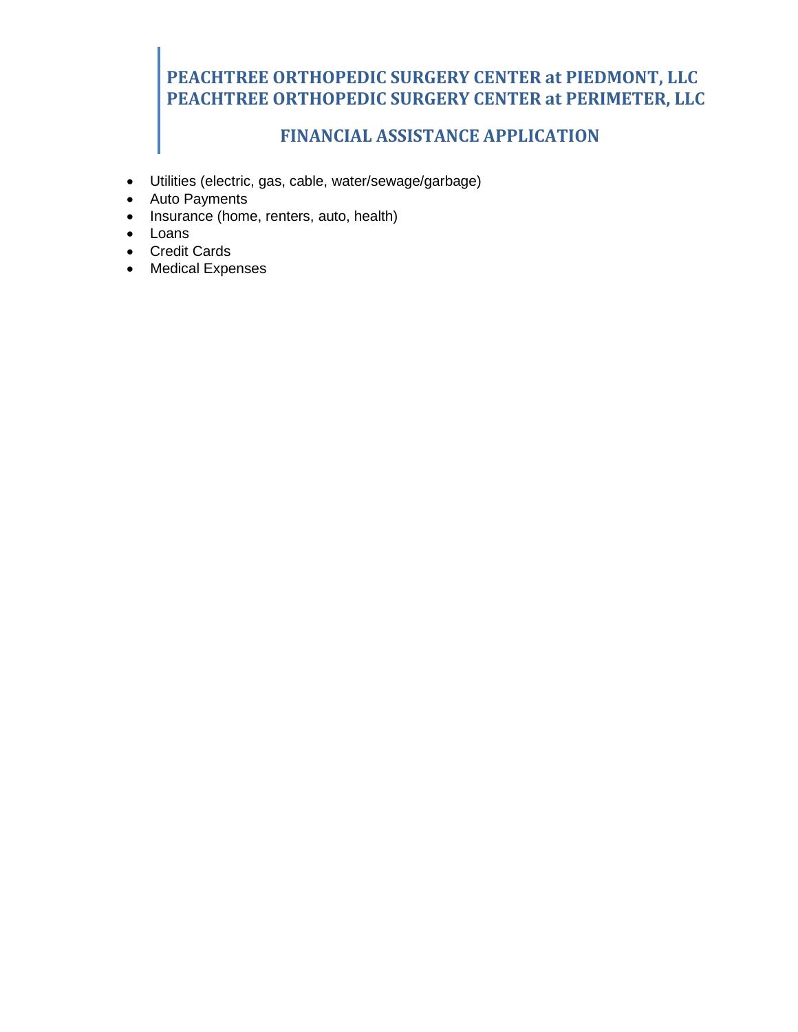- Utilities (electric, gas, cable, water/sewage/garbage)
- Auto Payments
- Insurance (home, renters, auto, health)
- Loans
- Credit Cards
- Medical Expenses